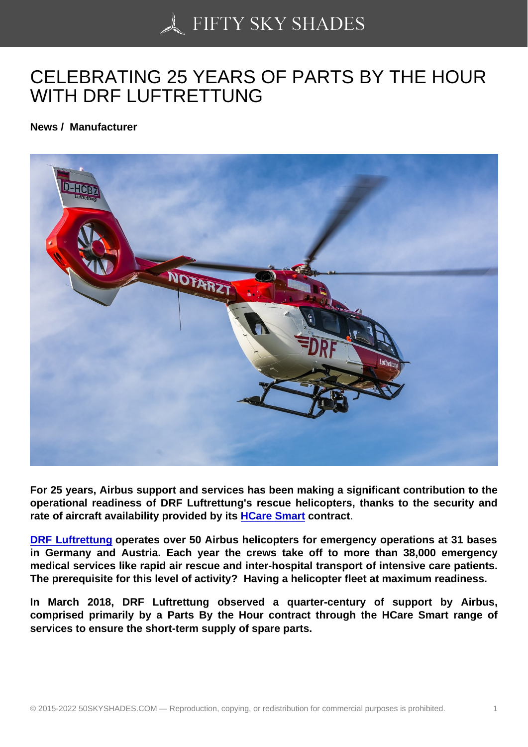# CELEBRATING 25 YEARS OF PARTS BY THE HOUR WITH DRF LUFTRETTUNG

**News / Manufacturer**

**For 25 years, Airbus support and services has been making a significant contribution to the operational readiness of DRF Luftrettung's rescue helicopters, thanks to the security and rate of aircraft availability provided by its HCare Smart contract.**

**DRF Luftrettung operates over 50 Airbus helicopters for emergency operations at 31 bases in Germany and Austria. Each year the crews take off to more than 38,000 emergency medical services like rapid air rescue and inter-hospital transport of intensive care patients. The prerequisite for this level of activity? Having a helicopter fleet at maximum readiness.**

**In March 2018, DRF Luftrettung observed a quarter-century of support by Airbus, comprised primarily by a Parts By the Hour contract through the HCare Smart range of services to ensure the short-term supply of spare parts.**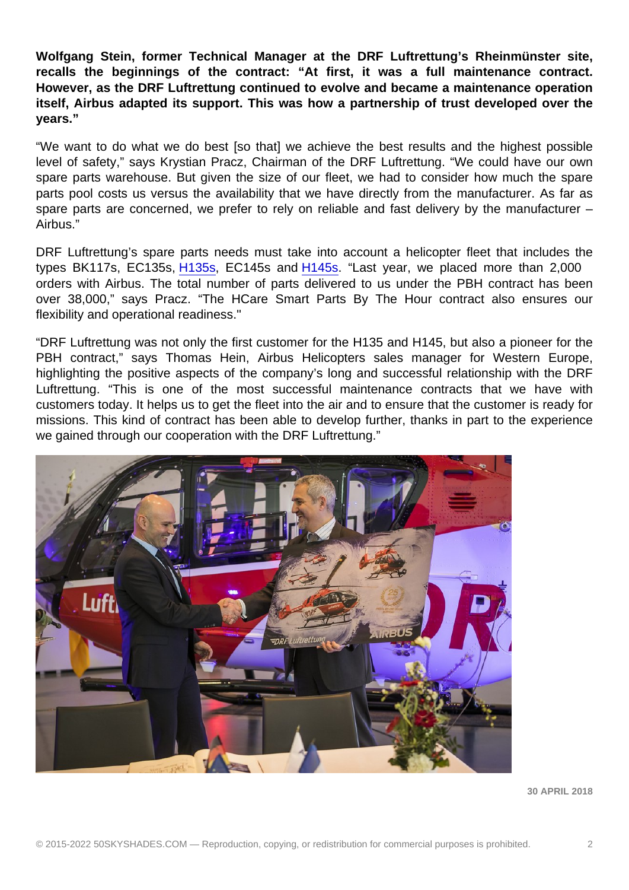**Wolfgang Stein, former Technical Manager at the DRF Luftrettung's Rheinmünster site, recalls the beginnings of the contract: "At first, it was a full maintenance contract. However, as the DRF Luftrettung continued to evolve and became a maintenance operation itself, Airbus adapted its support. This was how a partnership of trust developed over the years."**

"We want to do what we do best [so that] we achieve the best results and the highest possible level of safety," says Krystian Pracz, Chairman of the DRF Luftrettung. "We could have our own spare parts warehouse. But given the size of our fleet, we had to consider how much the spare parts pool costs us versus the availability that we have directly from the manufacturer. As far as spare parts are concerned, we prefer to rely on reliable and fast delivery by the manufacturer – Airbus."

DRF Luftrettung's spare parts needs must take into account a helicopter fleet that includes the types BK117s, EC135s, H135s, EC145s and H145s. "Last year, we placed more than 2,000 orders with Airbus. The total number of parts delivered to us under the PBH contract has been over 38,000," says Pracz. "The HCare Smart Parts By The Hour contract also ensures our flexibility and operational readiness."

"DRF Luftrettung was not only the first customer for the H135 and H145, but also a pioneer for the PBH contract," says Thomas Hein, Airbus Helicopters sales manager for Western Europe, highlighting the positive aspects of the company's long and successful relationship with the DRF Luftrettung. "This is one of the most successful maintenance contracts that we have with customers today. It helps us to get the fleet into the air and to ensure that the customer is ready for missions. This kind of contract has been able to develop further, thanks in part to the experience we gained through our cooperation with the DRF Luftrettung."

30 APRIL 2018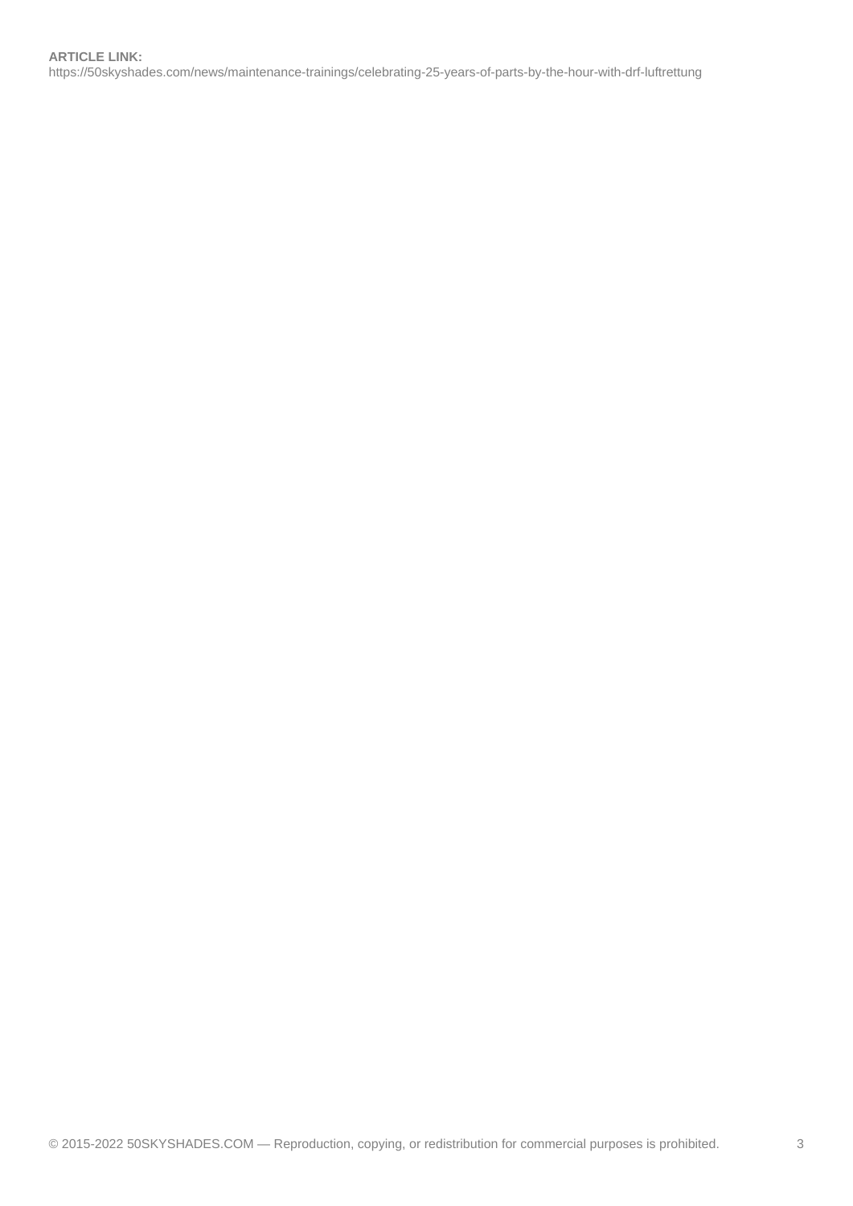**ARTICLE LINK:**
https://50skyshades.com/news/maintenance-trainings/celebrating-25-years-of-parts-by-the-hour-with-drf-luftrettung